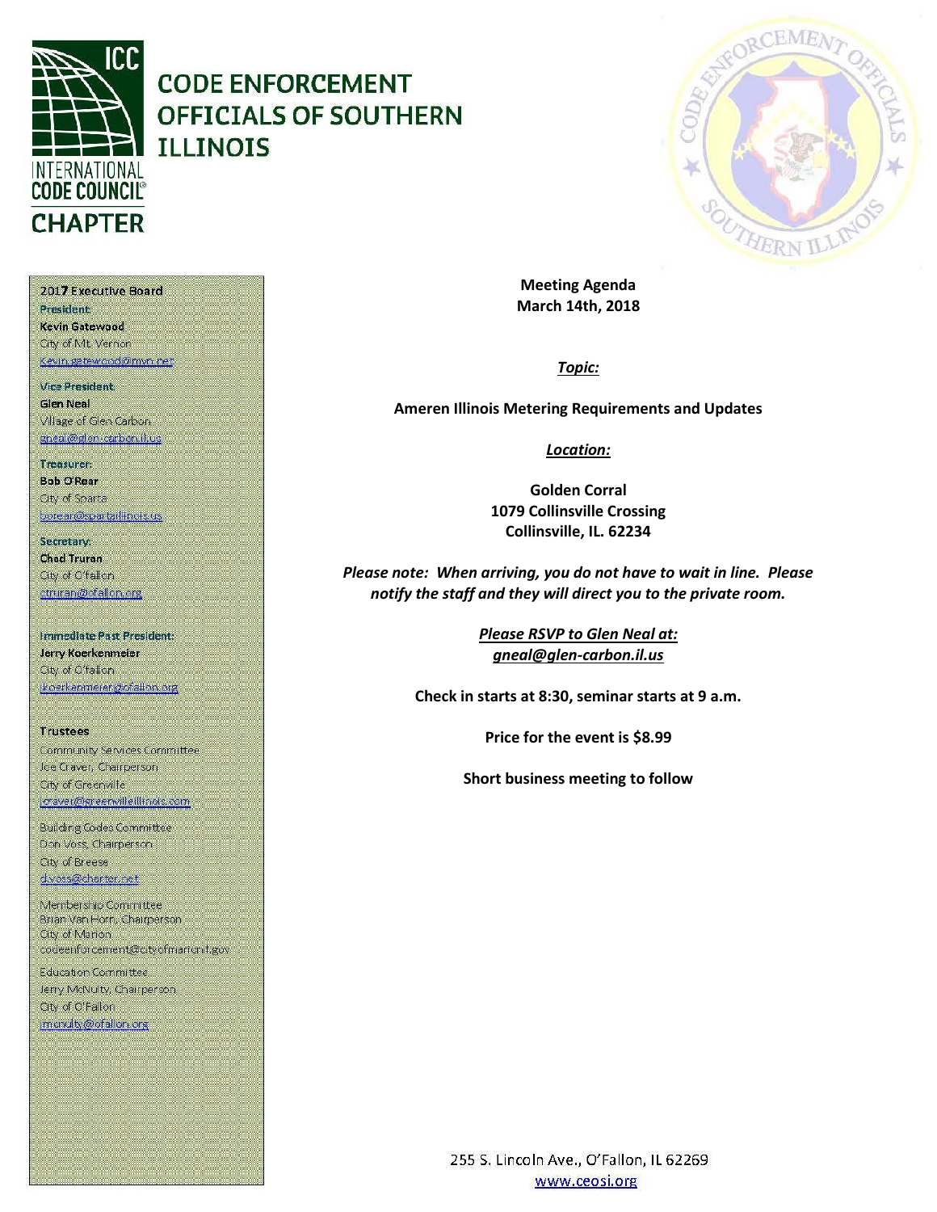# CODE ENFORCEMENT OFFICIALS OF SOUTHERN ILLINOIS

INTERNATIONAL CODE COUNCIL CHAPTER

**2017 Executive Board**

**President:**
**Kevin Gatewood**
City of Mt. Vernon
kevin.gatewood@mvn.net

**Vice President:**
**Glen Neal**
Village of Glen Carbon
gneal@glen-carbon.il.us

**Treasurer:**
**Bob O'Rear**
City of Sparta
borear@spartaillinois.us

**Secretary:**
**Chad Truran**
City of O'Fallon
ctruran@ofallon.org

**Immediate Past President:**
**Jerry Koerkenmeier**
City of O'Fallon
jkoerkenmeier@ofallon.org

**Trustees**

Community Services Committee
Joe Craver, Chairperson
City of Greenville
jcraver@greenvilleillinois.com

Building Codes Committee
Don Voss, Chairperson
City of Breese
d.voss@charter.net

Membership Committee
Brian Van Horn, Chairperson
City of Marion
codeenforcement@cityofmarionil.gov

Education Committee
Jerry McNulty, Chairperson
City of O'Fallon
jmcnulty@ofallon.org

**Meeting Agenda**
**March 14th, 2018**

***Topic:***

**Ameren Illinois Metering Requirements and Updates**

***Location:***

**Golden Corral**
**1079 Collinsville Crossing**
**Collinsville, IL. 62234**

***Please note: When arriving, you do not have to wait in line. Please notify the staff and they will direct you to the private room.***

***Please RSVP to Glen Neal at:***
***gneal@glen-carbon.il.us***

**Check in starts at 8:30, seminar starts at 9 a.m.**

**Price for the event is $8.99**

**Short business meeting to follow**

255 S. Lincoln Ave., O'Fallon, IL 62269
www.ceosi.org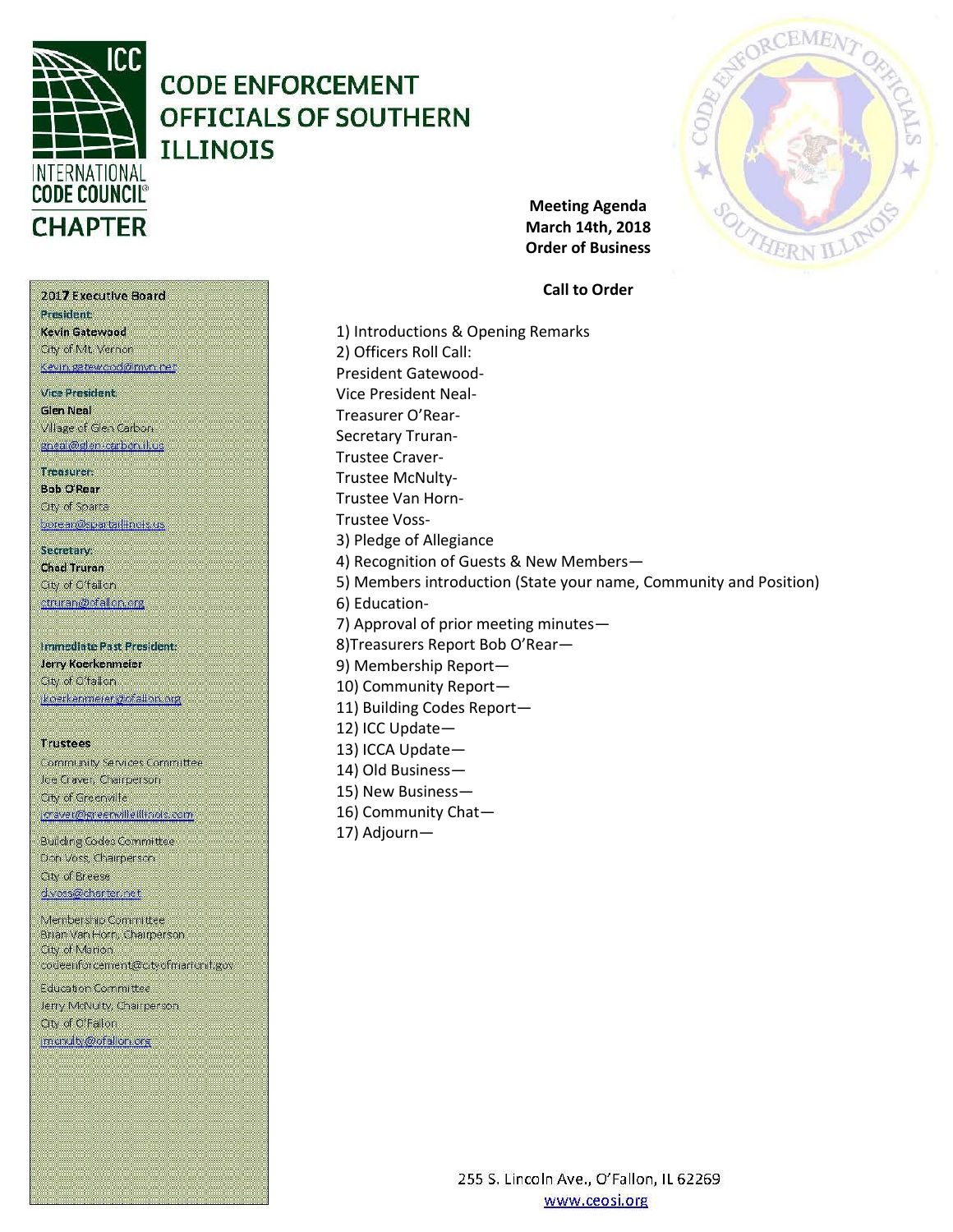# CODE ENFORCEMENT OFFICIALS OF SOUTHERN ILLINOIS

INTERNATIONAL CODE COUNCIL® CHAPTER

**Meeting Agenda**
**March 14th, 2018**
**Order of Business**

**Call to Order**

1) Introductions & Opening Remarks
2) Officers Roll Call:
President Gatewood-
Vice President Neal-
Treasurer O'Rear-
Secretary Truran-
Trustee Craver-
Trustee McNulty-
Trustee Van Horn-
Trustee Voss-
3) Pledge of Allegiance
4) Recognition of Guests & New Members—
5) Members introduction (State your name, Community and Position)
6) Education-
7) Approval of prior meeting minutes—
8)Treasurers Report Bob O'Rear—
9) Membership Report—
10) Community Report—
11) Building Codes Report—
12) ICC Update—
13) ICCA Update—
14) Old Business—
15) New Business—
16) Community Chat—
17) Adjourn—

**2017 Executive Board**

**President**
**Kevin Gatewood**
City of Mt. Vernon
kevin.gatewood@mvn.net

**Vice President**
**Glen Neal**
Village of Glen Carbon
gneal@glen-carbon.il.us

**Treasurer**
**Bob O'Rear**
City of Sparta
borear@spartaillinois.us

**Secretary**
**Chad Truran**
City of O'Fallon
ctruran@ofallon.org

**Immediate Past President:**
**Jerry Koerkenmeier**
City of O'fallon
jkoerkenmeier@ofallon.org

**Trustees**

Community Services Committee
Joe Craver, Chairperson
City of Greenville
jcraver@greenvilleillinois.com

Building Codes Committee
Don Voss, Chairperson
City of Breese
d.voss@charter.net

Membership Committee
Brian Van Horn, Chairperson
City of Marion
codeenforcement@cityofmarionil.gov

Education Committee
Jerry McNulty, Chairperson
City of O'Fallon
jmcnulty@ofallon.org

255 S. Lincoln Ave., O'Fallon, IL 62269
www.ceosi.org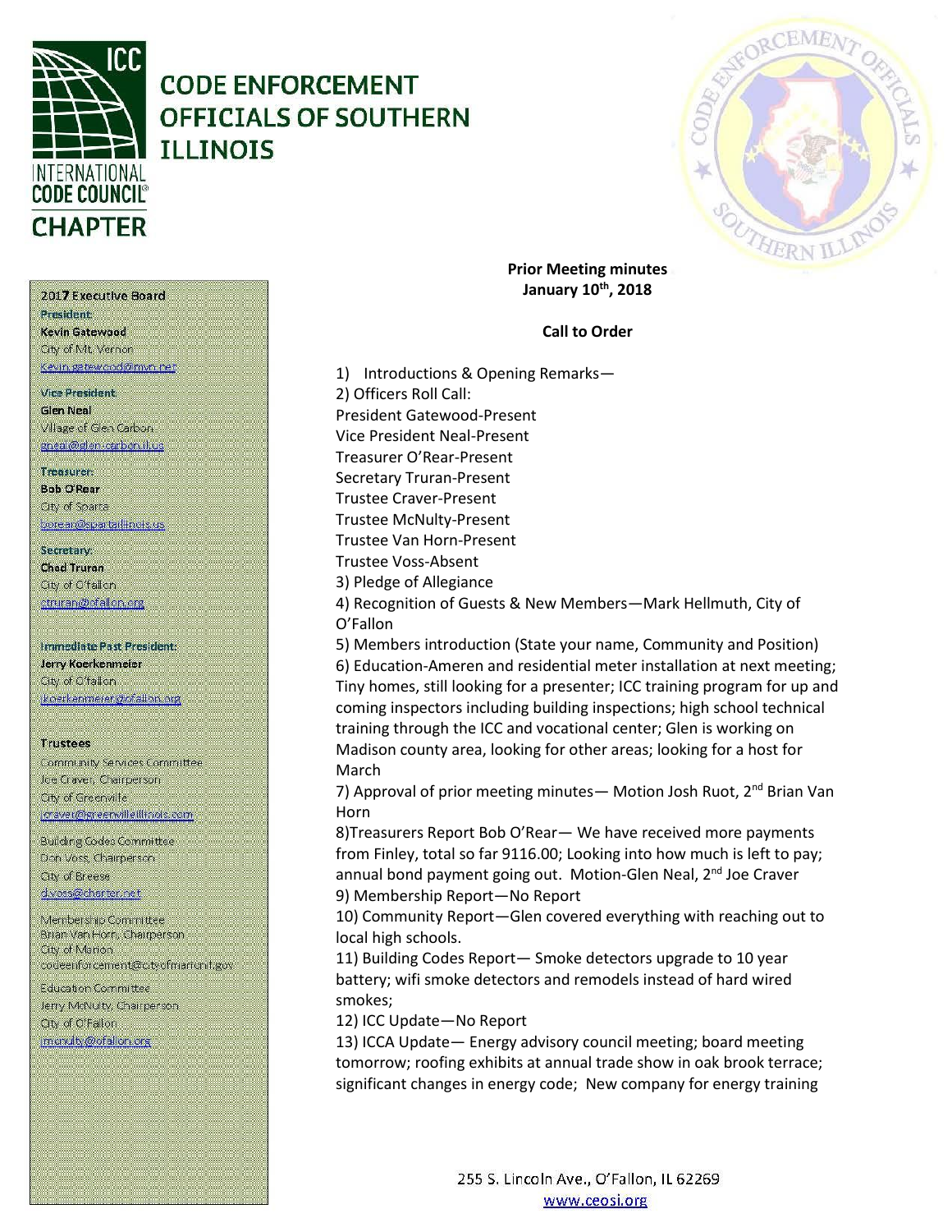# CODE ENFORCEMENT OFFICIALS OF SOUTHERN ILLINOIS

INTERNATIONAL CODE COUNCIL CHAPTER

**2017 Executive Board**

**President**
**Kevin Gatewood**
City of Mt. Vernon
Kevin.gatewood@mvn.net

**Vice President**
**Glen Neal**
Village of Glen Carbon
gneal@glen-carbon.il.us

**Treasurer**
**Bob O'Rear**
City of Sparta
borear@spartaillinois.us

**Secretary**
**Chad Truran**
City of O'fallon
ctruran@ofallon.org

**Immediate Past President**
**Jerry Koerkenmeier**
City of O'fallon
jkoerkenmeier@ofallon.org

**Trustees**

Community Services Committee
Joe Craver, Chairperson
City of Greenville
jcraver@greenvilleillinois.com

Building Codes Committee
Don Voss, Chairperson
City of Breese
d.voss@charter.net

Membership Committee
Brian Van Horn, Chairperson
City of Marion
codeenforcement@cityofmarionil.gov

Education Committee
Jerry McNulty, Chairperson
City of O'Fallon
jmcnulty@ofallon.org

**Prior Meeting minutes**
**January 10th, 2018**

**Call to Order**

1) Introductions & Opening Remarks—
2) Officers Roll Call:
President Gatewood-Present
Vice President Neal-Present
Treasurer O'Rear-Present
Secretary Truran-Present
Trustee Craver-Present
Trustee McNulty-Present
Trustee Van Horn-Present
Trustee Voss-Absent
3) Pledge of Allegiance
4) Recognition of Guests & New Members—Mark Hellmuth, City of O'Fallon
5) Members introduction (State your name, Community and Position)
6) Education-Ameren and residential meter installation at next meeting; Tiny homes, still looking for a presenter; ICC training program for up and coming inspectors including building inspections; high school technical training through the ICC and vocational center; Glen is working on Madison county area, looking for other areas; looking for a host for March
7) Approval of prior meeting minutes— Motion Josh Ruot, 2nd Brian Van Horn
8)Treasurers Report Bob O'Rear— We have received more payments from Finley, total so far 9116.00; Looking into how much is left to pay; annual bond payment going out. Motion-Glen Neal, 2nd Joe Craver
9) Membership Report—No Report
10) Community Report—Glen covered everything with reaching out to local high schools.
11) Building Codes Report— Smoke detectors upgrade to 10 year battery; wifi smoke detectors and remodels instead of hard wired smokes;
12) ICC Update—No Report
13) ICCA Update— Energy advisory council meeting; board meeting tomorrow; roofing exhibits at annual trade show in oak brook terrace; significant changes in energy code; New company for energy training

255 S. Lincoln Ave., O'Fallon, IL 62269
www.ceosi.org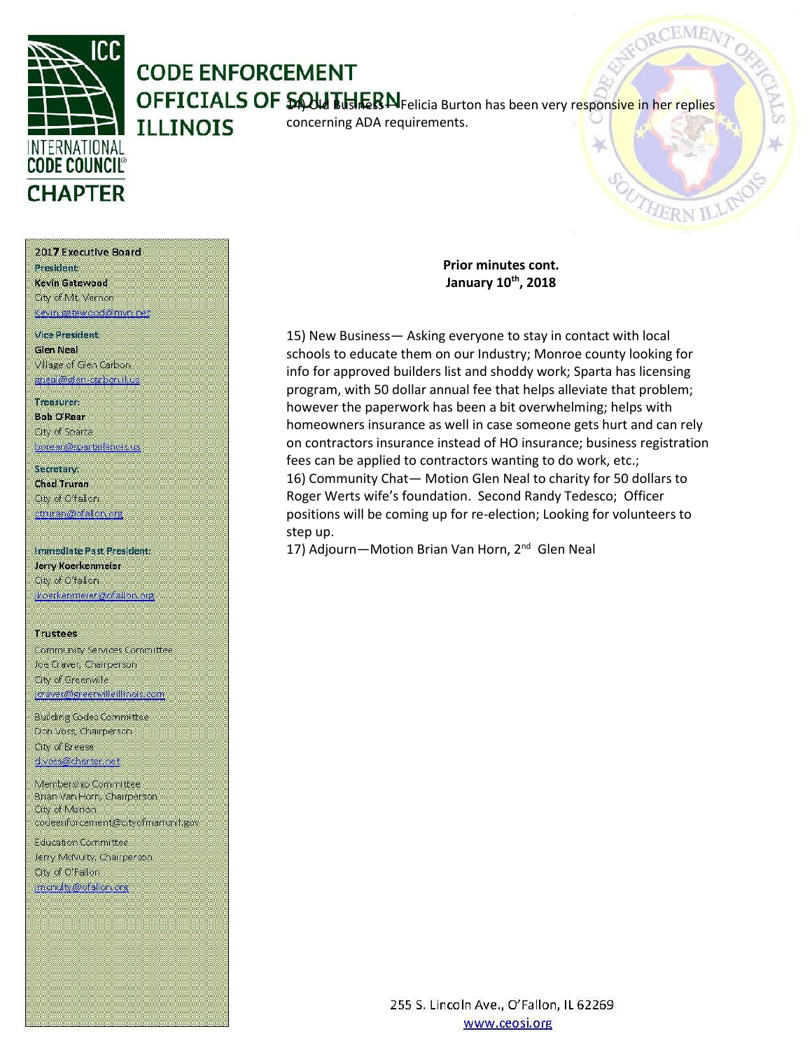# CODE ENFORCEMENT OFFICIALS OF SOUTHERN ILLINOIS

INTERNATIONAL CODE COUNCIL® CHAPTER

14) Old Business— Felicia Burton has been very responsive in her replies concerning ADA requirements.

**2017 Executive Board**

President
**Kevin Gatewood**
City of Mt. Vernon
kevin.gatewood@mvn.net

Vice President
**Glen Neal**
Village of Glen Carbon
gneal@glen-carbon.il.us

Treasurer
**Bob O'Rear**
City of Sparta
borear@spartaillinois.us

Secretary
**Chad Truran**
City of O'Fallon
ctruran@ofallon.org

Immediate Past President:
**Jerry Koerkenmeier**
City of O'Fallon
jkoerkenmeier@ofallon.org

**Trustees**

Community Services Committee
Joe Craver, Chairperson
City of Greenville
jcraver@greenvilleillinois.com

Building Codes Committee
Don Voss, Chairperson
City of Breese
d.voss@charter.net

Membership Committee
Brian Van Horn, Chairperson
City of Marion
codeenforcement@cityofmarionil.gov

Education Committee
Jerry McNulty, Chairperson
City of O'Fallon
jmcnulty@ofallon.org

**Prior minutes cont.**
**January 10th, 2018**

15) New Business— Asking everyone to stay in contact with local schools to educate them on our Industry; Monroe county looking for info for approved builders list and shoddy work; Sparta has licensing program, with 50 dollar annual fee that helps alleviate that problem; however the paperwork has been a bit overwhelming; helps with homeowners insurance as well in case someone gets hurt and can rely on contractors insurance instead of HO insurance; business registration fees can be applied to contractors wanting to do work, etc.;

16) Community Chat— Motion Glen Neal to charity for 50 dollars to Roger Werts wife's foundation. Second Randy Tedesco; Officer positions will be coming up for re-election; Looking for volunteers to step up.

17) Adjourn—Motion Brian Van Horn, 2nd Glen Neal

255 S. Lincoln Ave., O'Fallon, IL 62269
www.ceosi.org